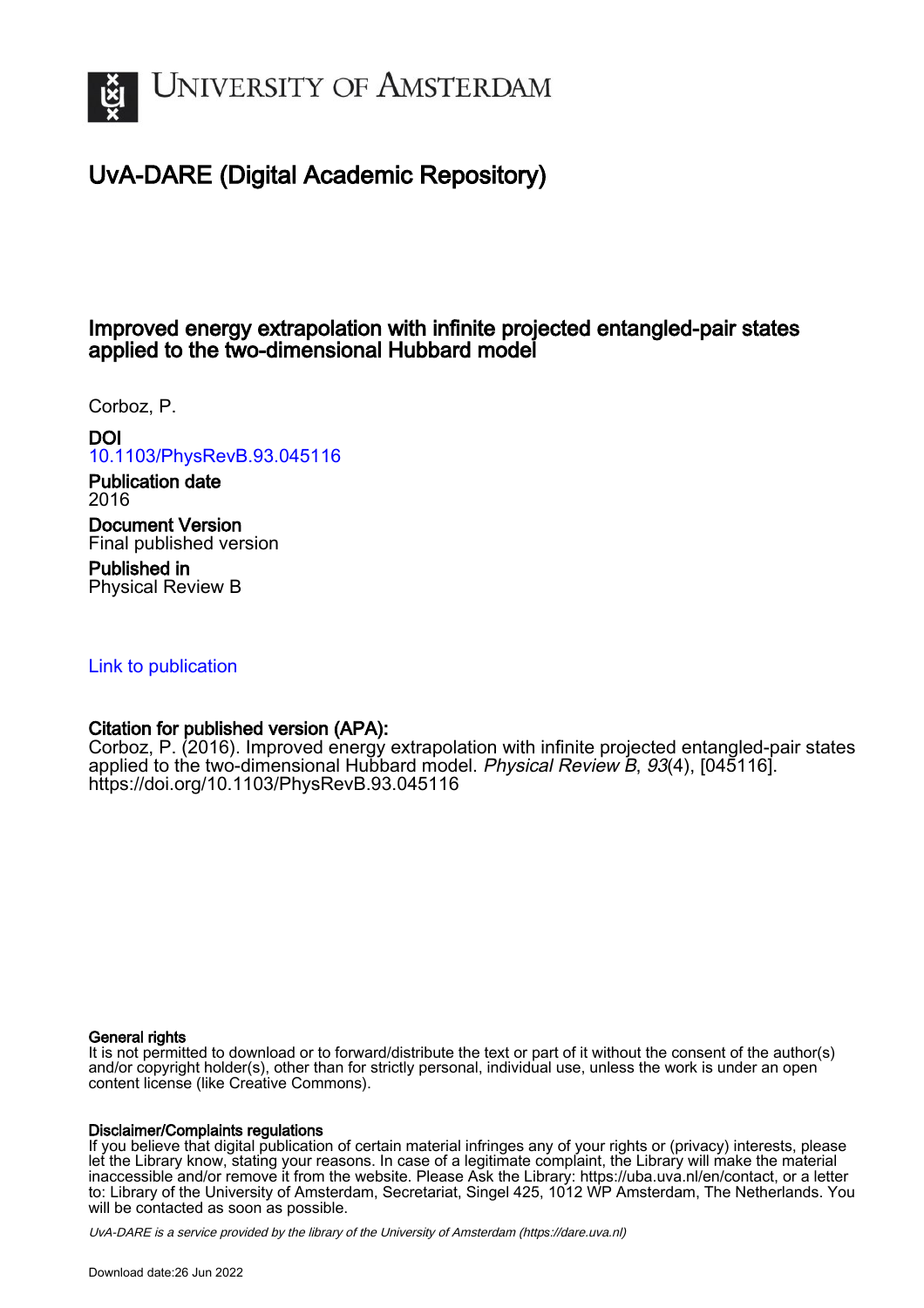# UvA-DARE (Digital Academic Repository)

## Improved energy extrapolation with infinite projected entangled-pair states applied to the two-dimensional Hubbard model

Corboz, P.

**DOI**
10.1103/PhysRevB.93.045116

**Publication date**
2016

**Document Version**
Final published version

**Published in**
Physical Review B

Link to publication

**Citation for published version (APA):**
Corboz, P. (2016). Improved energy extrapolation with infinite projected entangled-pair states applied to the two-dimensional Hubbard model. *Physical Review B*, *93*(4), [045116]. https://doi.org/10.1103/PhysRevB.93.045116

**General rights**
It is not permitted to download or to forward/distribute the text or part of it without the consent of the author(s) and/or copyright holder(s), other than for strictly personal, individual use, unless the work is under an open content license (like Creative Commons).

**Disclaimer/Complaints regulations**
If you believe that digital publication of certain material infringes any of your rights or (privacy) interests, please let the Library know, stating your reasons. In case of a legitimate complaint, the Library will make the material inaccessible and/or remove it from the website. Please Ask the Library: https://uba.uva.nl/en/contact, or a letter to: Library of the University of Amsterdam, Secretariat, Singel 425, 1012 WP Amsterdam, The Netherlands. You will be contacted as soon as possible.

UvA-DARE is a service provided by the library of the University of Amsterdam (https://dare.uva.nl)

Download date:26 Jun 2022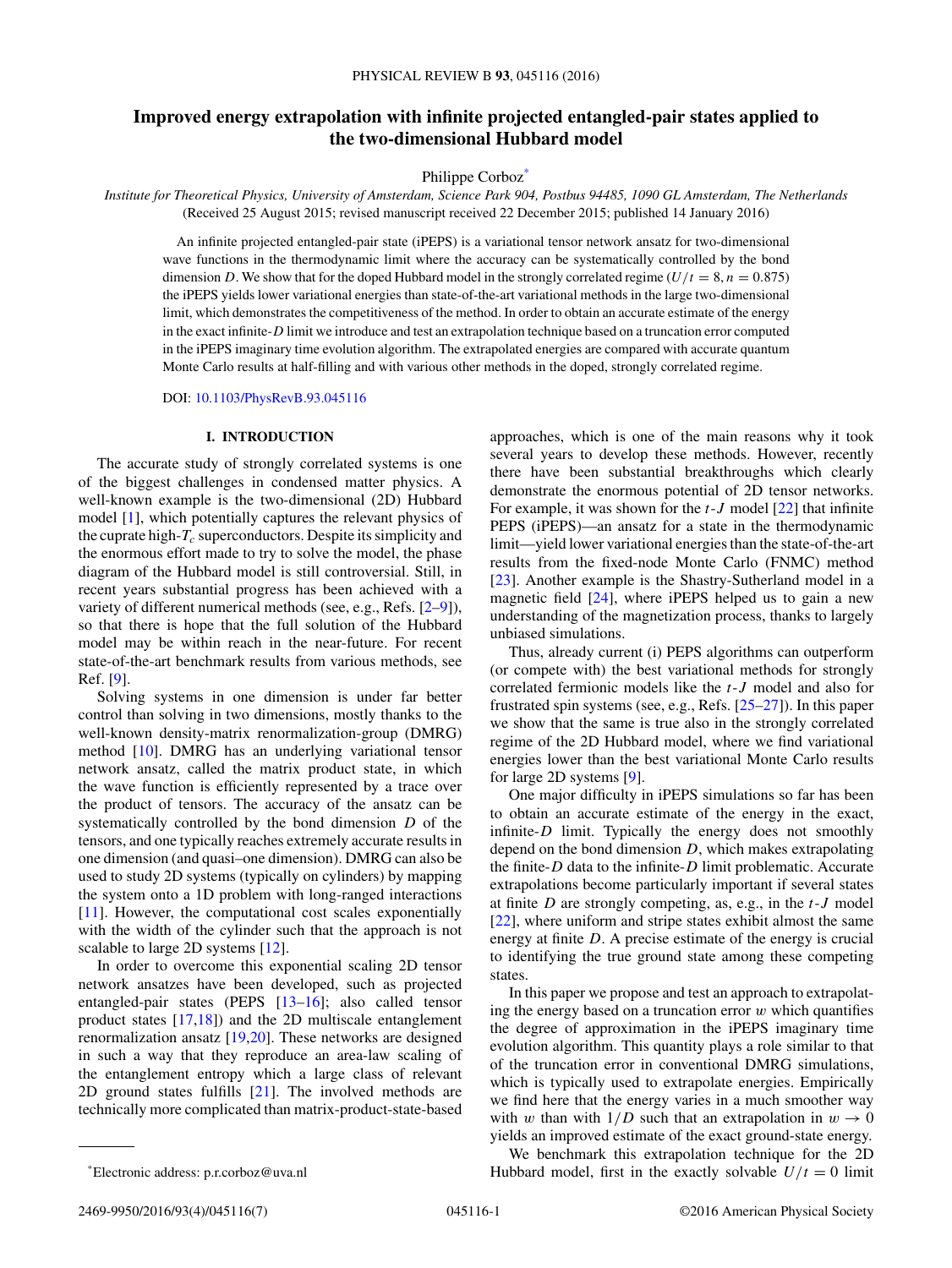# Improved energy extrapolation with infinite projected entangled-pair states applied to the two-dimensional Hubbard model

Philippe Corboz[*]

*Institute for Theoretical Physics, University of Amsterdam, Science Park 904, Postbus 94485, 1090 GL Amsterdam, The Netherlands*
(Received 25 August 2015; revised manuscript received 22 December 2015; published 14 January 2016)

An infinite projected entangled-pair state (iPEPS) is a variational tensor network ansatz for two-dimensional wave functions in the thermodynamic limit where the accuracy can be systematically controlled by the bond dimension $D$. We show that for the doped Hubbard model in the strongly correlated regime ($U/t = 8, n = 0.875$) the iPEPS yields lower variational energies than state-of-the-art variational methods in the large two-dimensional limit, which demonstrates the competitiveness of the method. In order to obtain an accurate estimate of the energy in the exact infinite-$D$ limit we introduce and test an extrapolation technique based on a truncation error computed in the iPEPS imaginary time evolution algorithm. The extrapolated energies are compared with accurate quantum Monte Carlo results at half-filling and with various other methods in the doped, strongly correlated regime.

DOI: 10.1103/PhysRevB.93.045116

## I. INTRODUCTION

The accurate study of strongly correlated systems is one of the biggest challenges in condensed matter physics. A well-known example is the two-dimensional (2D) Hubbard model [1], which potentially captures the relevant physics of the cuprate high-$T_c$ superconductors. Despite its simplicity and the enormous effort made to try to solve the model, the phase diagram of the Hubbard model is still controversial. Still, in recent years substantial progress has been achieved with a variety of different numerical methods (see, e.g., Refs. [2–9]), so that there is hope that the full solution of the Hubbard model may be within reach in the near-future. For recent state-of-the-art benchmark results from various methods, see Ref. [9].

Solving systems in one dimension is under far better control than solving in two dimensions, mostly thanks to the well-known density-matrix renormalization-group (DMRG) method [10]. DMRG has an underlying variational tensor network ansatz, called the matrix product state, in which the wave function is efficiently represented by a trace over the product of tensors. The accuracy of the ansatz can be systematically controlled by the bond dimension $D$ of the tensors, and one typically reaches extremely accurate results in one dimension (and quasi–one dimension). DMRG can also be used to study 2D systems (typically on cylinders) by mapping the system onto a 1D problem with long-ranged interactions [11]. However, the computational cost scales exponentially with the width of the cylinder such that the approach is not scalable to large 2D systems [12].

In order to overcome this exponential scaling 2D tensor network ansatzes have been developed, such as projected entangled-pair states (PEPS [13–16]; also called tensor product states [17,18]) and the 2D multiscale entanglement renormalization ansatz [19,20]. These networks are designed in such a way that they reproduce an area-law scaling of the entanglement entropy which a large class of relevant 2D ground states fulfills [21]. The involved methods are technically more complicated than matrix-product-state-based approaches, which is one of the main reasons why it took several years to develop these methods. However, recently there have been substantial breakthroughs which clearly demonstrate the enormous potential of 2D tensor networks. For example, it was shown for the $t$-$J$ model [22] that infinite PEPS (iPEPS)—an ansatz for a state in the thermodynamic limit—yield lower variational energies than the state-of-the-art results from the fixed-node Monte Carlo (FNMC) method [23]. Another example is the Shastry-Sutherland model in a magnetic field [24], where iPEPS helped us to gain a new understanding of the magnetization process, thanks to largely unbiased simulations.

Thus, already current (i) PEPS algorithms can outperform (or compete with) the best variational methods for strongly correlated fermionic models like the $t$-$J$ model and also for frustrated spin systems (see, e.g., Refs. [25–27]). In this paper we show that the same is true also in the strongly correlated regime of the 2D Hubbard model, where we find variational energies lower than the best variational Monte Carlo results for large 2D systems [9].

One major difficulty in iPEPS simulations so far has been to obtain an accurate estimate of the energy in the exact, infinite-$D$ limit. Typically the energy does not smoothly depend on the bond dimension $D$, which makes extrapolating the finite-$D$ data to the infinite-$D$ limit problematic. Accurate extrapolations become particularly important if several states at finite $D$ are strongly competing, as, e.g., in the $t$-$J$ model [22], where uniform and stripe states exhibit almost the same energy at finite $D$. A precise estimate of the energy is crucial to identifying the true ground state among these competing states.

In this paper we propose and test an approach to extrapolating the energy based on a truncation error $w$ which quantifies the degree of approximation in the iPEPS imaginary time evolution algorithm. This quantity plays a role similar to that of the truncation error in conventional DMRG simulations, which is typically used to extrapolate energies. Empirically we find here that the energy varies in a much smoother way with $w$ than with $1/D$ such that an extrapolation in $w \to 0$ yields an improved estimate of the exact ground-state energy.

We benchmark this extrapolation technique for the 2D Hubbard model, first in the exactly solvable $U/t = 0$ limit

[*]Electronic address: p.r.corboz@uva.nl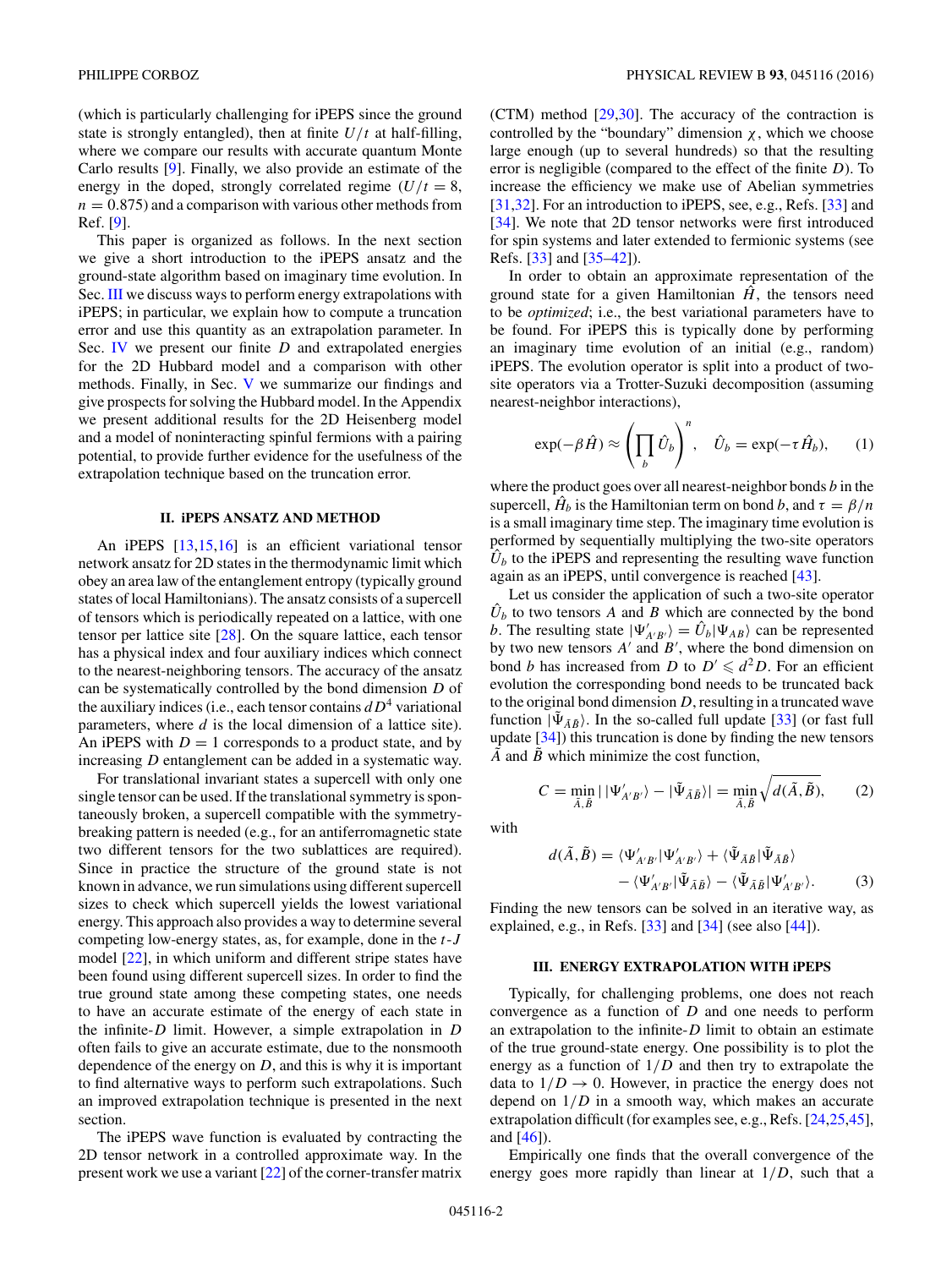(which is particularly challenging for iPEPS since the ground state is strongly entangled), then at finite $U/t$ at half-filling, where we compare our results with accurate quantum Monte Carlo results [9]. Finally, we also provide an estimate of the energy in the doped, strongly correlated regime ($U/t = 8$, $n = 0.875$) and a comparison with various other methods from Ref. [9].

This paper is organized as follows. In the next section we give a short introduction to the iPEPS ansatz and the ground-state algorithm based on imaginary time evolution. In Sec. III we discuss ways to perform energy extrapolations with iPEPS; in particular, we explain how to compute a truncation error and use this quantity as an extrapolation parameter. In Sec. IV we present our finite $D$ and extrapolated energies for the 2D Hubbard model and a comparison with other methods. Finally, in Sec. V we summarize our findings and give prospects for solving the Hubbard model. In the Appendix we present additional results for the 2D Heisenberg model and a model of noninteracting spinful fermions with a pairing potential, to provide further evidence for the usefulness of the extrapolation technique based on the truncation error.

## II. iPEPS ANSATZ AND METHOD

An iPEPS [13,15,16] is an efficient variational tensor network ansatz for 2D states in the thermodynamic limit which obey an area law of the entanglement entropy (typically ground states of local Hamiltonians). The ansatz consists of a supercell of tensors which is periodically repeated on a lattice, with one tensor per lattice site [28]. On the square lattice, each tensor has a physical index and four auxiliary indices which connect to the nearest-neighboring tensors. The accuracy of the ansatz can be systematically controlled by the bond dimension $D$ of the auxiliary indices (i.e., each tensor contains $dD^4$ variational parameters, where $d$ is the local dimension of a lattice site). An iPEPS with $D = 1$ corresponds to a product state, and by increasing $D$ entanglement can be added in a systematic way.

For translational invariant states a supercell with only one single tensor can be used. If the translational symmetry is spontaneously broken, a supercell compatible with the symmetry-breaking pattern is needed (e.g., for an antiferromagnetic state two different tensors for the two sublattices are required). Since in practice the structure of the ground state is not known in advance, we run simulations using different supercell sizes to check which supercell yields the lowest variational energy. This approach also provides a way to determine several competing low-energy states, as, for example, done in the $t$-$J$ model [22], in which uniform and different stripe states have been found using different supercell sizes. In order to find the true ground state among these competing states, one needs to have an accurate estimate of the energy of each state in the infinite-$D$ limit. However, a simple extrapolation in $D$ often fails to give an accurate estimate, due to the nonsmooth dependence of the energy on $D$, and this is why it is important to find alternative ways to perform such extrapolations. Such an improved extrapolation technique is presented in the next section.

The iPEPS wave function is evaluated by contracting the 2D tensor network in a controlled approximate way. In the present work we use a variant [22] of the corner-transfer matrix (CTM) method [29,30]. The accuracy of the contraction is controlled by the "boundary" dimension $\chi$, which we choose large enough (up to several hundreds) so that the resulting error is negligible (compared to the effect of the finite $D$). To increase the efficiency we make use of Abelian symmetries [31,32]. For an introduction to iPEPS, see, e.g., Refs. [33] and [34]. We note that 2D tensor networks were first introduced for spin systems and later extended to fermionic systems (see Refs. [33] and [35–42]).

In order to obtain an approximate representation of the ground state for a given Hamiltonian $\hat{H}$, the tensors need to be *optimized*; i.e., the best variational parameters have to be found. For iPEPS this is typically done by performing an imaginary time evolution of an initial (e.g., random) iPEPS. The evolution operator is split into a product of two-site operators via a Trotter-Suzuki decomposition (assuming nearest-neighbor interactions),

$$\exp(-\beta\hat{H}) \approx \left(\prod_b \hat{U}_b\right)^n, \quad \hat{U}_b = \exp(-\tau\hat{H}_b), \tag{1}$$

where the product goes over all nearest-neighbor bonds $b$ in the supercell, $\hat{H}_b$ is the Hamiltonian term on bond $b$, and $\tau = \beta/n$ is a small imaginary time step. The imaginary time evolution is performed by sequentially multiplying the two-site operators $\hat{U}_b$ to the iPEPS and representing the resulting wave function again as an iPEPS, until convergence is reached [43].

Let us consider the application of such a two-site operator $\hat{U}_b$ to two tensors $A$ and $B$ which are connected by the bond $b$. The resulting state $|\Psi'_{A'B'}\rangle = \hat{U}_b|\Psi_{AB}\rangle$ can be represented by two new tensors $A'$ and $B'$, where the bond dimension on bond $b$ has increased from $D$ to $D' \leqslant d^2 D$. For an efficient evolution the corresponding bond needs to be truncated back to the original bond dimension $D$, resulting in a truncated wave function $|\tilde{\Psi}_{\tilde{A}\tilde{B}}\rangle$. In the so-called full update [33] (or fast full update [34]) this truncation is done by finding the new tensors $\tilde{A}$ and $\tilde{B}$ which minimize the cost function,

$$C = \min_{\tilde{A},\tilde{B}} |\,|\Psi'_{A'B'}\rangle - |\tilde{\Psi}_{\tilde{A}\tilde{B}}\rangle| = \min_{\tilde{A},\tilde{B}} \sqrt{d(\tilde{A},\tilde{B})}, \tag{2}$$

with

$$d(\tilde{A},\tilde{B}) = \langle\Psi'_{A'B'}|\Psi'_{A'B'}\rangle + \langle\tilde{\Psi}_{\tilde{A}\tilde{B}}|\tilde{\Psi}_{\tilde{A}\tilde{B}}\rangle - \langle\Psi'_{A'B'}|\tilde{\Psi}_{\tilde{A}\tilde{B}}\rangle - \langle\tilde{\Psi}_{\tilde{A}\tilde{B}}|\Psi'_{A'B'}\rangle. \tag{3}$$

Finding the new tensors can be solved in an iterative way, as explained, e.g., in Refs. [33] and [34] (see also [44]).

## III. ENERGY EXTRAPOLATION WITH iPEPS

Typically, for challenging problems, one does not reach convergence as a function of $D$ and one needs to perform an extrapolation to the infinite-$D$ limit to obtain an estimate of the true ground-state energy. One possibility is to plot the energy as a function of $1/D$ and then try to extrapolate the data to $1/D \to 0$. However, in practice the energy does not depend on $1/D$ in a smooth way, which makes an accurate extrapolation difficult (for examples see, e.g., Refs. [24,25,45], and [46]).

Empirically one finds that the overall convergence of the energy goes more rapidly than linear at $1/D$, such that a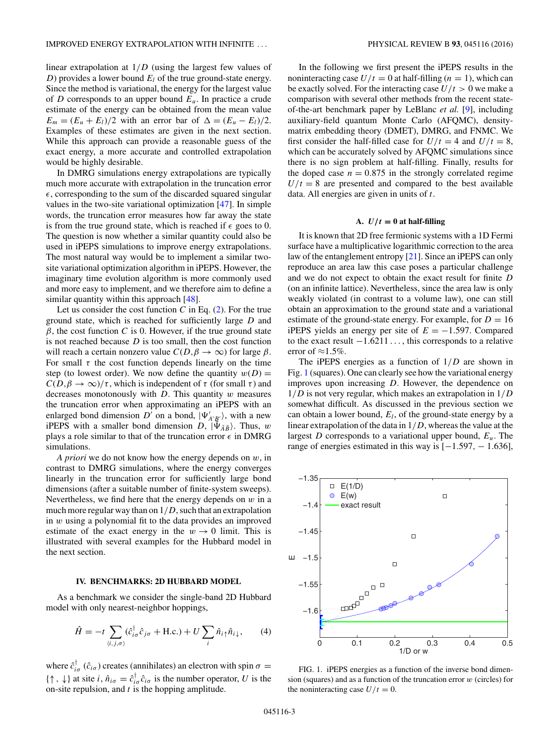linear extrapolation at $1/D$ (using the largest few values of $D$) provides a lower bound $E_l$ of the true ground-state energy. Since the method is variational, the energy for the largest value of $D$ corresponds to an upper bound $E_u$. In practice a crude estimate of the energy can be obtained from the mean value $E_m = (E_u + E_l)/2$ with an error bar of $\Delta = (E_u - E_l)/2$. Examples of these estimates are given in the next section. While this approach can provide a reasonable guess of the exact energy, a more accurate and controlled extrapolation would be highly desirable.

In DMRG simulations energy extrapolations are typically much more accurate with extrapolation in the truncation error $\epsilon$, corresponding to the sum of the discarded squared singular values in the two-site variational optimization [47]. In simple words, the truncation error measures how far away the state is from the true ground state, which is reached if $\epsilon$ goes to 0. The question is now whether a similar quantity could also be used in iPEPS simulations to improve energy extrapolations. The most natural way would be to implement a similar two-site variational optimization algorithm in iPEPS. However, the imaginary time evolution algorithm is more commonly used and more easy to implement, and we therefore aim to define a similar quantity within this approach [48].

Let us consider the cost function $C$ in Eq. (2). For the true ground state, which is reached for sufficiently large $D$ and $\beta$, the cost function $C$ is 0. However, if the true ground state is not reached because $D$ is too small, then the cost function will reach a certain nonzero value $C(D,\beta \to \infty)$ for large $\beta$. For small $\tau$ the cost function depends linearly on the time step (to lowest order). We now define the quantity $w(D) = C(D,\beta \to \infty)/\tau$, which is independent of $\tau$ (for small $\tau$) and decreases monotonously with $D$. This quantity $w$ measures the truncation error when approximating an iPEPS with an enlarged bond dimension $D'$ on a bond, $|\Psi'_{A'B'}\rangle$, with a new iPEPS with a smaller bond dimension $D$, $|\tilde{\Psi}_{\tilde{A}\tilde{B}}\rangle$. Thus, $w$ plays a role similar to that of the truncation error $\epsilon$ in DMRG simulations.

*A priori* we do not know how the energy depends on $w$, in contrast to DMRG simulations, where the energy converges linearly in the truncation error for sufficiently large bond dimensions (after a suitable number of finite-system sweeps). Nevertheless, we find here that the energy depends on $w$ in a much more regular way than on $1/D$, such that an extrapolation in $w$ using a polynomial fit to the data provides an improved estimate of the exact energy in the $w \to 0$ limit. This is illustrated with several examples for the Hubbard model in the next section.

## IV. BENCHMARKS: 2D HUBBARD MODEL

As a benchmark we consider the single-band 2D Hubbard model with only nearest-neighbor hoppings,

$$\hat{H} = -t \sum_{\langle i,j,\sigma \rangle} (\hat{c}^{\dagger}_{i\sigma}\hat{c}_{j\sigma} + \text{H.c.}) + U \sum_{i} \hat{n}_{i\uparrow}\hat{n}_{i\downarrow}, \qquad (4)$$

where $\hat{c}^{\dagger}_{i\sigma}$ ($\hat{c}_{i\sigma}$) creates (annihilates) an electron with spin $\sigma = \{\uparrow,\downarrow\}$ at site $i$, $\hat{n}_{i\sigma} = \hat{c}^{\dagger}_{i\sigma}\hat{c}_{i\sigma}$ is the number operator, $U$ is the on-site repulsion, and $t$ is the hopping amplitude.

In the following we first present the iPEPS results in the noninteracting case $U/t = 0$ at half-filling ($n = 1$), which can be exactly solved. For the interacting case $U/t > 0$ we make a comparison with several other methods from the recent state-of-the-art benchmark paper by LeBlanc *et al.* [9], including auxiliary-field quantum Monte Carlo (AFQMC), density-matrix embedding theory (DMET), DMRG, and FNMC. We first consider the half-filled case for $U/t = 4$ and $U/t = 8$, which can be accurately solved by AFQMC simulations since there is no sign problem at half-filling. Finally, results for the doped case $n = 0.875$ in the strongly correlated regime $U/t = 8$ are presented and compared to the best available data. All energies are given in units of $t$.

### A. $U/t = 0$ at half-filling

It is known that 2D free fermionic systems with a 1D Fermi surface have a multiplicative logarithmic correction to the area law of the entanglement entropy [21]. Since an iPEPS can only reproduce an area law this case poses a particular challenge and we do not expect to obtain the exact result for finite $D$ (on an infinite lattice). Nevertheless, since the area law is only weakly violated (in contrast to a volume law), one can still obtain an approximation to the ground state and a variational estimate of the ground-state energy. For example, for $D = 16$ iPEPS yields an energy per site of $E = -1.597$. Compared to the exact result $-1.6211\ldots$, this corresponds to a relative error of $\approx$1.5%.

The iPEPS energies as a function of $1/D$ are shown in Fig. 1 (squares). One can clearly see how the variational energy improves upon increasing $D$. However, the dependence on $1/D$ is not very regular, which makes an extrapolation in $1/D$ somewhat difficult. As discussed in the previous section we can obtain a lower bound, $E_l$, of the ground-state energy by a linear extrapolation of the data in $1/D$, whereas the value at the largest $D$ corresponds to a variational upper bound, $E_u$. The range of energies estimated in this way is $[-1.597, -1.636]$,

FIG. 1. iPEPS energies as a function of the inverse bond dimension (squares) and as a function of the truncation error $w$ (circles) for the noninteracting case $U/t = 0$.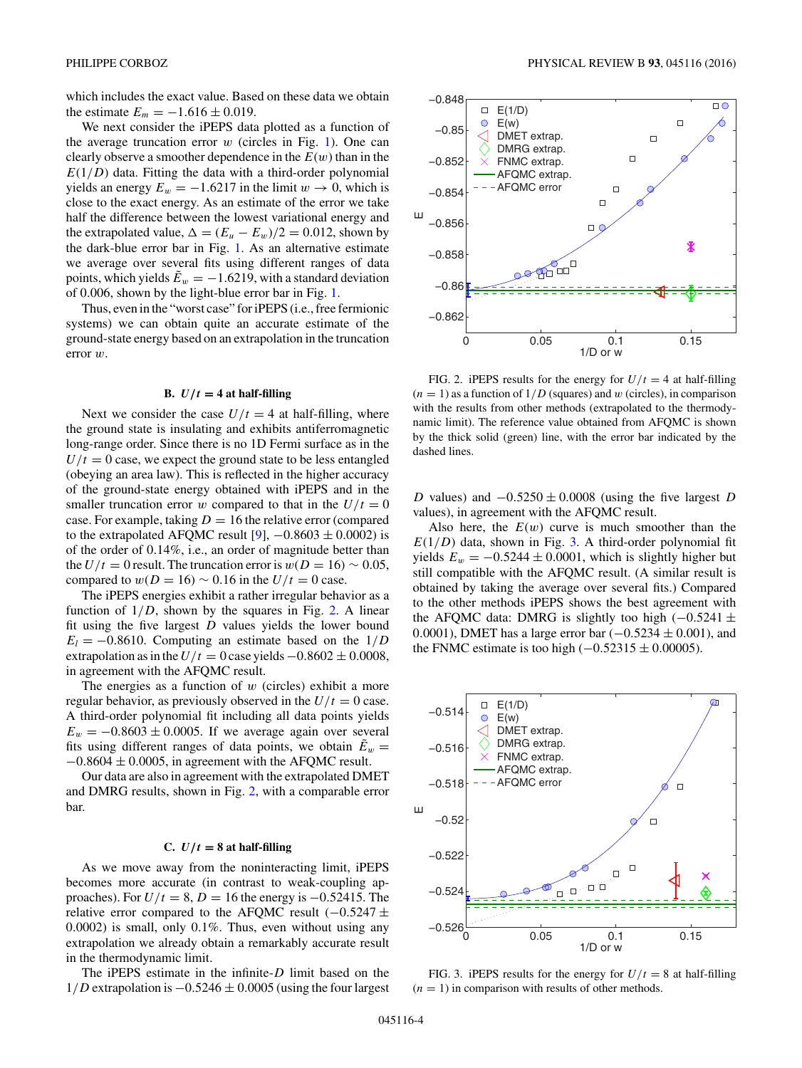which includes the exact value. Based on these data we obtain the estimate $E_m = -1.616 \pm 0.019$.

We next consider the iPEPS data plotted as a function of the average truncation error $w$ (circles in Fig. 1). One can clearly observe a smoother dependence in the $E(w)$ than in the $E(1/D)$ data. Fitting the data with a third-order polynomial yields an energy $E_w = -1.6217$ in the limit $w \to 0$, which is close to the exact energy. As an estimate of the error we take half the difference between the lowest variational energy and the extrapolated value, $\Delta = (E_u - E_w)/2 = 0.012$, shown by the dark-blue error bar in Fig. 1. As an alternative estimate we average over several fits using different ranges of data points, which yields $\tilde{E}_w = -1.6219$, with a standard deviation of 0.006, shown by the light-blue error bar in Fig. 1.

Thus, even in the "worst case" for iPEPS (i.e., free fermionic systems) we can obtain quite an accurate estimate of the ground-state energy based on an extrapolation in the truncation error $w$.

### B. $U/t = 4$ at half-filling

Next we consider the case $U/t = 4$ at half-filling, where the ground state is insulating and exhibits antiferromagnetic long-range order. Since there is no 1D Fermi surface as in the $U/t = 0$ case, we expect the ground state to be less entangled (obeying an area law). This is reflected in the higher accuracy of the ground-state energy obtained with iPEPS and in the smaller truncation error $w$ compared to that in the $U/t = 0$ case. For example, taking $D = 16$ the relative error (compared to the extrapolated AFQMC result [9], $-0.8603 \pm 0.0002$) is of the order of 0.14%, i.e., an order of magnitude better than the $U/t = 0$ result. The truncation error is $w(D = 16) \sim 0.05$, compared to $w(D = 16) \sim 0.16$ in the $U/t = 0$ case.

The iPEPS energies exhibit a rather irregular behavior as a function of $1/D$, shown by the squares in Fig. 2. A linear fit using the five largest $D$ values yields the lower bound $E_l = -0.8610$. Computing an estimate based on the $1/D$ extrapolation as in the $U/t = 0$ case yields $-0.8602 \pm 0.0008$, in agreement with the AFQMC result.

The energies as a function of $w$ (circles) exhibit a more regular behavior, as previously observed in the $U/t = 0$ case. A third-order polynomial fit including all data points yields $E_w = -0.8603 \pm 0.0005$. If we average again over several fits using different ranges of data points, we obtain $\tilde{E}_w = -0.8604 \pm 0.0005$, in agreement with the AFQMC result.

Our data are also in agreement with the extrapolated DMET and DMRG results, shown in Fig. 2, with a comparable error bar.

### C. $U/t = 8$ at half-filling

As we move away from the noninteracting limit, iPEPS becomes more accurate (in contrast to weak-coupling approaches). For $U/t = 8$, $D = 16$ the energy is $-0.52415$. The relative error compared to the AFQMC result ($-0.5247 \pm 0.0002$) is small, only 0.1%. Thus, even without using any extrapolation we already obtain a remarkably accurate result in the thermodynamic limit.

The iPEPS estimate in the infinite-$D$ limit based on the $1/D$ extrapolation is $-0.5246 \pm 0.0005$ (using the four largest $D$ values) and $-0.5250 \pm 0.0008$ (using the five largest $D$ values), in agreement with the AFQMC result.

Also here, the $E(w)$ curve is much smoother than the $E(1/D)$ data, shown in Fig. 3. A third-order polynomial fit yields $E_w = -0.5244 \pm 0.0001$, which is slightly higher but still compatible with the AFQMC result. (A similar result is obtained by taking the average over several fits.) Compared to the other methods iPEPS shows the best agreement with the AFQMC data: DMRG is slightly too high ($-0.5241 \pm 0.0001$), DMET has a large error bar ($-0.5234 \pm 0.001$), and the FNMC estimate is too high ($-0.52315 \pm 0.00005$).

FIG. 2. iPEPS results for the energy for $U/t = 4$ at half-filling ($n = 1$) as a function of $1/D$ (squares) and $w$ (circles), in comparison with the results from other methods (extrapolated to the thermodynamic limit). The reference value obtained from AFQMC is shown by the thick solid (green) line, with the error bar indicated by the dashed lines.

FIG. 3. iPEPS results for the energy for $U/t = 8$ at half-filling ($n = 1$) in comparison with results of other methods.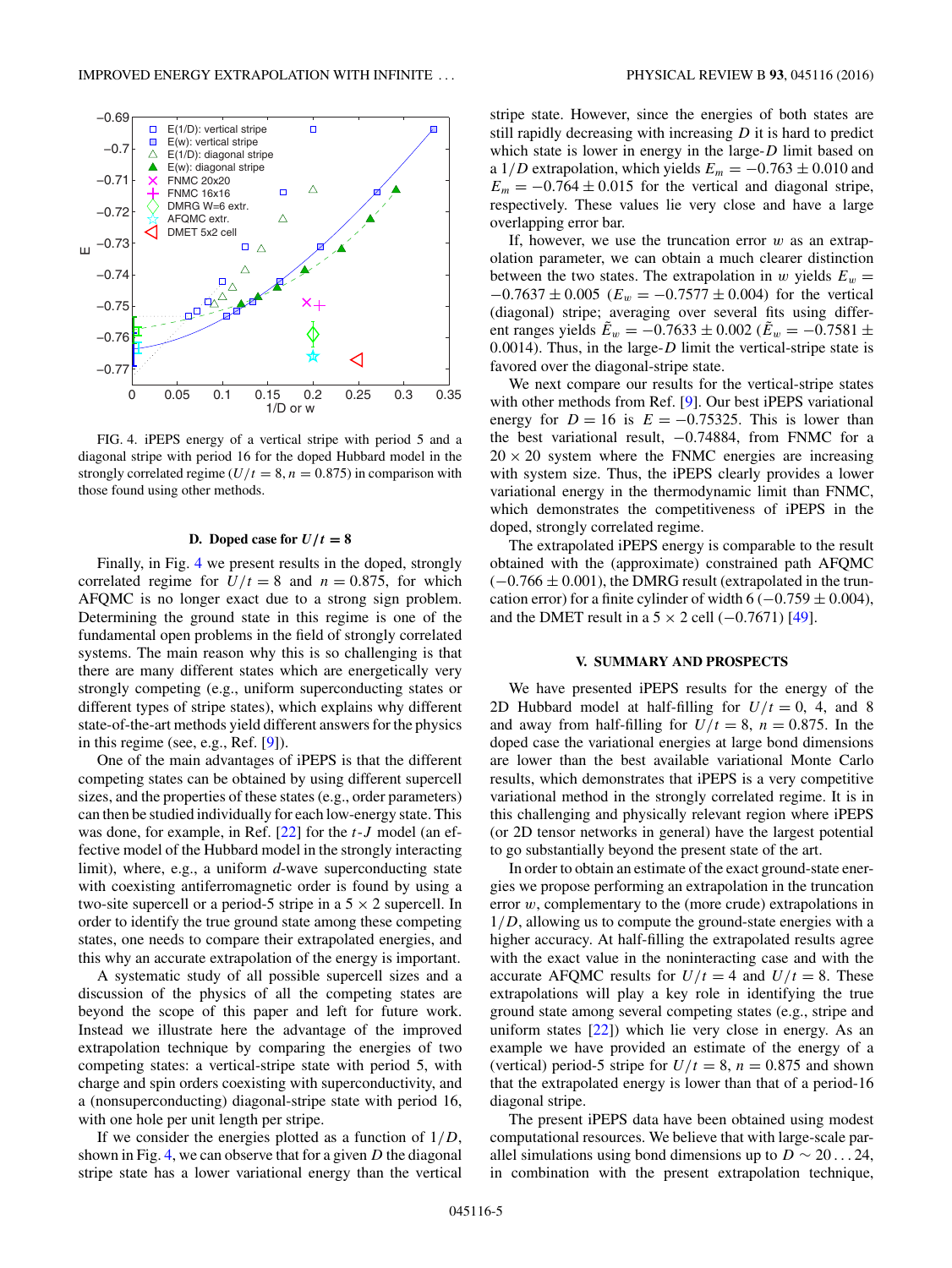FIG. 4. iPEPS energy of a vertical stripe with period 5 and a diagonal stripe with period 16 for the doped Hubbard model in the strongly correlated regime ($U/t = 8, n = 0.875$) in comparison with those found using other methods.

### D. Doped case for $U/t = 8$

Finally, in Fig. 4 we present results in the doped, strongly correlated regime for $U/t = 8$ and $n = 0.875$, for which AFQMC is no longer exact due to a strong sign problem. Determining the ground state in this regime is one of the fundamental open problems in the field of strongly correlated systems. The main reason why this is so challenging is that there are many different states which are energetically very strongly competing (e.g., uniform superconducting states or different types of stripe states), which explains why different state-of-the-art methods yield different answers for the physics in this regime (see, e.g., Ref. [9]).

One of the main advantages of iPEPS is that the different competing states can be obtained by using different supercell sizes, and the properties of these states (e.g., order parameters) can then be studied individually for each low-energy state. This was done, for example, in Ref. [22] for the $t$-$J$ model (an effective model of the Hubbard model in the strongly interacting limit), where, e.g., a uniform $d$-wave superconducting state with coexisting antiferromagnetic order is found by using a two-site supercell or a period-5 stripe in a $5 \times 2$ supercell. In order to identify the true ground state among these competing states, one needs to compare their extrapolated energies, and this why an accurate extrapolation of the energy is important.

A systematic study of all possible supercell sizes and a discussion of the physics of all the competing states are beyond the scope of this paper and left for future work. Instead we illustrate here the advantage of the improved extrapolation technique by comparing the energies of two competing states: a vertical-stripe state with period 5, with charge and spin orders coexisting with superconductivity, and a (nonsuperconducting) diagonal-stripe state with period 16, with one hole per unit length per stripe.

If we consider the energies plotted as a function of $1/D$, shown in Fig. 4, we can observe that for a given $D$ the diagonal stripe state has a lower variational energy than the vertical stripe state. However, since the energies of both states are still rapidly decreasing with increasing $D$ it is hard to predict which state is lower in energy in the large-$D$ limit based on a $1/D$ extrapolation, which yields $E_m = -0.763 \pm 0.010$ and $E_m = -0.764 \pm 0.015$ for the vertical and diagonal stripe, respectively. These values lie very close and have a large overlapping error bar.

If, however, we use the truncation error $w$ as an extrapolation parameter, we can obtain a much clearer distinction between the two states. The extrapolation in $w$ yields $E_w = -0.7637 \pm 0.005$ ($E_w = -0.7577 \pm 0.004$) for the vertical (diagonal) stripe; averaging over several fits using different ranges yields $\tilde{E}_w = -0.7633 \pm 0.002$ ($\tilde{E}_w = -0.7581 \pm 0.0014$). Thus, in the large-$D$ limit the vertical-stripe state is favored over the diagonal-stripe state.

We next compare our results for the vertical-stripe states with other methods from Ref. [9]. Our best iPEPS variational energy for $D = 16$ is $E = -0.75325$. This is lower than the best variational result, $-0.74884$, from FNMC for a $20 \times 20$ system where the FNMC energies are increasing with system size. Thus, the iPEPS clearly provides a lower variational energy in the thermodynamic limit than FNMC, which demonstrates the competitiveness of iPEPS in the doped, strongly correlated regime.

The extrapolated iPEPS energy is comparable to the result obtained with the (approximate) constrained path AFQMC ($-0.766 \pm 0.001$), the DMRG result (extrapolated in the truncation error) for a finite cylinder of width 6 ($-0.759 \pm 0.004$), and the DMET result in a $5 \times 2$ cell ($-0.7671$) [49].

## V. SUMMARY AND PROSPECTS

We have presented iPEPS results for the energy of the 2D Hubbard model at half-filling for $U/t = 0$, 4, and 8 and away from half-filling for $U/t = 8$, $n = 0.875$. In the doped case the variational energies at large bond dimensions are lower than the best available variational Monte Carlo results, which demonstrates that iPEPS is a very competitive variational method in the strongly correlated regime. It is in this challenging and physically relevant region where iPEPS (or 2D tensor networks in general) have the largest potential to go substantially beyond the present state of the art.

In order to obtain an estimate of the exact ground-state energies we propose performing an extrapolation in the truncation error $w$, complementary to the (more crude) extrapolations in $1/D$, allowing us to compute the ground-state energies with a higher accuracy. At half-filling the extrapolated results agree with the exact value in the noninteracting case and with the accurate AFQMC results for $U/t = 4$ and $U/t = 8$. These extrapolations will play a key role in identifying the true ground state among several competing states (e.g., stripe and uniform states [22]) which lie very close in energy. As an example we have provided an estimate of the energy of a (vertical) period-5 stripe for $U/t = 8$, $n = 0.875$ and shown that the extrapolated energy is lower than that of a period-16 diagonal stripe.

The present iPEPS data have been obtained using modest computational resources. We believe that with large-scale parallel simulations using bond dimensions up to $D \sim 20\ldots24$, in combination with the present extrapolation technique,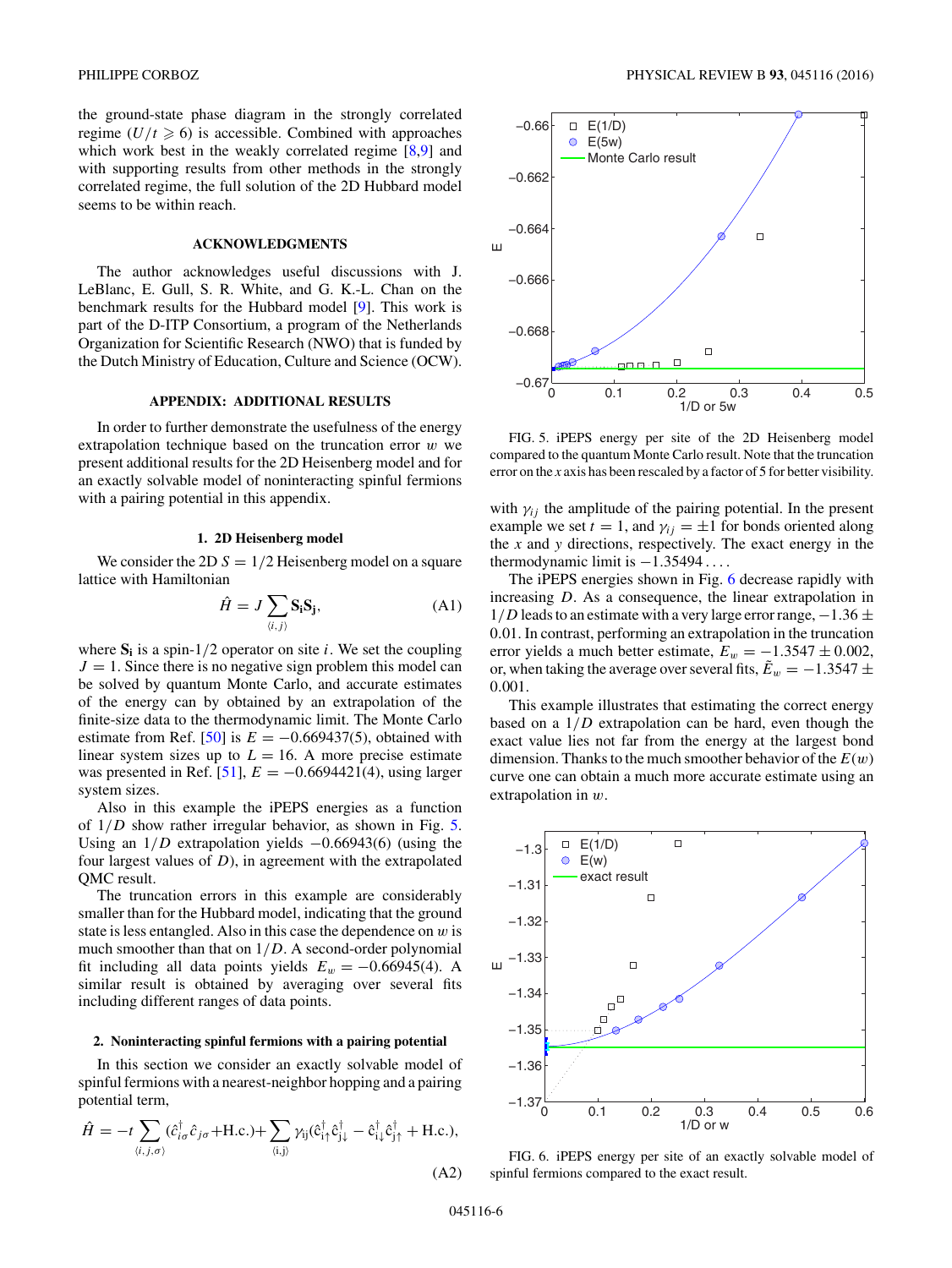the ground-state phase diagram in the strongly correlated regime ($U/t \geqslant 6$) is accessible. Combined with approaches which work best in the weakly correlated regime [8,9] and with supporting results from other methods in the strongly correlated regime, the full solution of the 2D Hubbard model seems to be within reach.

## ACKNOWLEDGMENTS

The author acknowledges useful discussions with J. LeBlanc, E. Gull, S. R. White, and G. K.-L. Chan on the benchmark results for the Hubbard model [9]. This work is part of the D-ITP Consortium, a program of the Netherlands Organization for Scientific Research (NWO) that is funded by the Dutch Ministry of Education, Culture and Science (OCW).

## APPENDIX: ADDITIONAL RESULTS

In order to further demonstrate the usefulness of the energy extrapolation technique based on the truncation error $w$ we present additional results for the 2D Heisenberg model and for an exactly solvable model of noninteracting spinful fermions with a pairing potential in this appendix.

### 1. 2D Heisenberg model

We consider the 2D $S = 1/2$ Heisenberg model on a square lattice with Hamiltonian

$$\hat{H} = J \sum_{\langle i,j \rangle} \mathbf{S_i S_j}, \tag{A1}$$

where $\mathbf{S_i}$ is a spin-1/2 operator on site $i$. We set the coupling $J = 1$. Since there is no negative sign problem this model can be solved by quantum Monte Carlo, and accurate estimates of the energy can by obtained by an extrapolation of the finite-size data to the thermodynamic limit. The Monte Carlo estimate from Ref. [50] is $E = -0.669437(5)$, obtained with linear system sizes up to $L = 16$. A more precise estimate was presented in Ref. [51], $E = -0.6694421(4)$, using larger system sizes.

Also in this example the iPEPS energies as a function of $1/D$ show rather irregular behavior, as shown in Fig. 5. Using an $1/D$ extrapolation yields $-0.66943(6)$ (using the four largest values of $D$), in agreement with the extrapolated QMC result.

The truncation errors in this example are considerably smaller than for the Hubbard model, indicating that the ground state is less entangled. Also in this case the dependence on $w$ is much smoother than that on $1/D$. A second-order polynomial fit including all data points yields $E_w = -0.66945(4)$. A similar result is obtained by averaging over several fits including different ranges of data points.

### 2. Noninteracting spinful fermions with a pairing potential

In this section we consider an exactly solvable model of spinful fermions with a nearest-neighbor hopping and a pairing potential term,

$$\hat{H} = -t \sum_{\langle i,j,\sigma \rangle} (\hat{c}_{i\sigma}^{\dagger} \hat{c}_{j\sigma} + \text{H.c.}) + \sum_{\langle i,j \rangle} \gamma_{ij} (\hat{c}_{i\uparrow}^{\dagger} \hat{c}_{j\downarrow}^{\dagger} - \hat{c}_{i\downarrow}^{\dagger} \hat{c}_{j\uparrow}^{\dagger} + \text{H.c.}), \tag{A2}$$

FIG. 5. iPEPS energy per site of the 2D Heisenberg model compared to the quantum Monte Carlo result. Note that the truncation error on the $x$ axis has been rescaled by a factor of 5 for better visibility.

with $\gamma_{ij}$ the amplitude of the pairing potential. In the present example we set $t = 1$, and $\gamma_{ij} = \pm 1$ for bonds oriented along the $x$ and $y$ directions, respectively. The exact energy in the thermodynamic limit is $-1.35494\ldots$.

The iPEPS energies shown in Fig. 6 decrease rapidly with increasing $D$. As a consequence, the linear extrapolation in $1/D$ leads to an estimate with a very large error range, $-1.36 \pm 0.01$. In contrast, performing an extrapolation in the truncation error yields a much better estimate, $E_w = -1.3547 \pm 0.002$, or, when taking the average over several fits, $\tilde{E}_w = -1.3547 \pm 0.001$.

This example illustrates that estimating the correct energy based on a $1/D$ extrapolation can be hard, even though the exact value lies not far from the energy at the largest bond dimension. Thanks to the much smoother behavior of the $E(w)$ curve one can obtain a much more accurate estimate using an extrapolation in $w$.

FIG. 6. iPEPS energy per site of an exactly solvable model of spinful fermions compared to the exact result.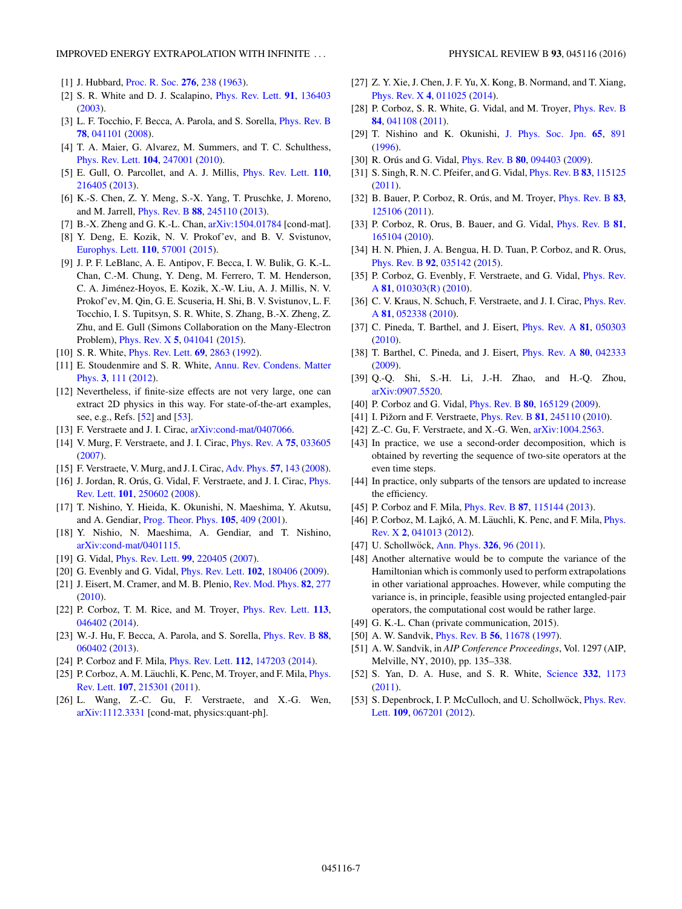[1] J. Hubbard, Proc. R. Soc. **276**, 238 (1963).

[2] S. R. White and D. J. Scalapino, Phys. Rev. Lett. **91**, 136403 (2003).

[3] L. F. Tocchio, F. Becca, A. Parola, and S. Sorella, Phys. Rev. B **78**, 041101 (2008).

[4] T. A. Maier, G. Alvarez, M. Summers, and T. C. Schulthess, Phys. Rev. Lett. **104**, 247001 (2010).

[5] E. Gull, O. Parcollet, and A. J. Millis, Phys. Rev. Lett. **110**, 216405 (2013).

[6] K.-S. Chen, Z. Y. Meng, S.-X. Yang, T. Pruschke, J. Moreno, and M. Jarrell, Phys. Rev. B **88**, 245110 (2013).

[7] B.-X. Zheng and G. K.-L. Chan, arXiv:1504.01784 [cond-mat].

[8] Y. Deng, E. Kozik, N. V. Prokof'ev, and B. V. Svistunov, Europhys. Lett. **110**, 57001 (2015).

[9] J. P. F. LeBlanc, A. E. Antipov, F. Becca, I. W. Bulik, G. K.-L. Chan, C.-M. Chung, Y. Deng, M. Ferrero, T. M. Henderson, C. A. Jiménez-Hoyos, E. Kozik, X.-W. Liu, A. J. Millis, N. V. Prokof'ev, M. Qin, G. E. Scuseria, H. Shi, B. V. Svistunov, L. F. Tocchio, I. S. Tupitsyn, S. R. White, S. Zhang, B.-X. Zheng, Z. Zhu, and E. Gull (Simons Collaboration on the Many-Electron Problem), Phys. Rev. X **5**, 041041 (2015).

[10] S. R. White, Phys. Rev. Lett. **69**, 2863 (1992).

[11] E. Stoudenmire and S. R. White, Annu. Rev. Condens. Matter Phys. **3**, 111 (2012).

[12] Nevertheless, if finite-size effects are not very large, one can extract 2D physics in this way. For state-of-the-art examples, see, e.g., Refs. [52] and [53].

[13] F. Verstraete and J. I. Cirac, arXiv:cond-mat/0407066.

[14] V. Murg, F. Verstraete, and J. I. Cirac, Phys. Rev. A **75**, 033605 (2007).

[15] F. Verstraete, V. Murg, and J. I. Cirac, Adv. Phys. **57**, 143 (2008).

[16] J. Jordan, R. Orús, G. Vidal, F. Verstraete, and J. I. Cirac, Phys. Rev. Lett. **101**, 250602 (2008).

[17] T. Nishino, Y. Hieida, K. Okunishi, N. Maeshima, Y. Akutsu, and A. Gendiar, Prog. Theor. Phys. **105**, 409 (2001).

[18] Y. Nishio, N. Maeshima, A. Gendiar, and T. Nishino, arXiv:cond-mat/0401115.

[19] G. Vidal, Phys. Rev. Lett. **99**, 220405 (2007).

[20] G. Evenbly and G. Vidal, Phys. Rev. Lett. **102**, 180406 (2009).

[21] J. Eisert, M. Cramer, and M. B. Plenio, Rev. Mod. Phys. **82**, 277 (2010).

[22] P. Corboz, T. M. Rice, and M. Troyer, Phys. Rev. Lett. **113**, 046402 (2014).

[23] W.-J. Hu, F. Becca, A. Parola, and S. Sorella, Phys. Rev. B **88**, 060402 (2013).

[24] P. Corboz and F. Mila, Phys. Rev. Lett. **112**, 147203 (2014).

[25] P. Corboz, A. M. Läuchli, K. Penc, M. Troyer, and F. Mila, Phys. Rev. Lett. **107**, 215301 (2011).

[26] L. Wang, Z.-C. Gu, F. Verstraete, and X.-G. Wen, arXiv:1112.3331 [cond-mat, physics:quant-ph].

[27] Z. Y. Xie, J. Chen, J. F. Yu, X. Kong, B. Normand, and T. Xiang, Phys. Rev. X **4**, 011025 (2014).

[28] P. Corboz, S. R. White, G. Vidal, and M. Troyer, Phys. Rev. B **84**, 041108 (2011).

[29] T. Nishino and K. Okunishi, J. Phys. Soc. Jpn. **65**, 891 (1996).

[30] R. Orús and G. Vidal, Phys. Rev. B **80**, 094403 (2009).

[31] S. Singh, R. N. C. Pfeifer, and G. Vidal, Phys. Rev. B **83**, 115125 (2011).

[32] B. Bauer, P. Corboz, R. Orús, and M. Troyer, Phys. Rev. B **83**, 125106 (2011).

[33] P. Corboz, R. Orus, B. Bauer, and G. Vidal, Phys. Rev. B **81**, 165104 (2010).

[34] H. N. Phien, J. A. Bengua, H. D. Tuan, P. Corboz, and R. Orus, Phys. Rev. B **92**, 035142 (2015).

[35] P. Corboz, G. Evenbly, F. Verstraete, and G. Vidal, Phys. Rev. A **81**, 010303(R) (2010).

[36] C. V. Kraus, N. Schuch, F. Verstraete, and J. I. Cirac, Phys. Rev. A **81**, 052338 (2010).

[37] C. Pineda, T. Barthel, and J. Eisert, Phys. Rev. A **81**, 050303 (2010).

[38] T. Barthel, C. Pineda, and J. Eisert, Phys. Rev. A **80**, 042333 (2009).

[39] Q.-Q. Shi, S.-H. Li, J.-H. Zhao, and H.-Q. Zhou, arXiv:0907.5520.

[40] P. Corboz and G. Vidal, Phys. Rev. B **80**, 165129 (2009).

[41] I. Pižorn and F. Verstraete, Phys. Rev. B **81**, 245110 (2010).

[42] Z.-C. Gu, F. Verstraete, and X.-G. Wen, arXiv:1004.2563.

[43] In practice, we use a second-order decomposition, which is obtained by reverting the sequence of two-site operators at the even time steps.

[44] In practice, only subparts of the tensors are updated to increase the efficiency.

[45] P. Corboz and F. Mila, Phys. Rev. B **87**, 115144 (2013).

[46] P. Corboz, M. Lajkó, A. M. Läuchli, K. Penc, and F. Mila, Phys. Rev. X **2**, 041013 (2012).

[47] U. Schollwöck, Ann. Phys. **326**, 96 (2011).

[48] Another alternative would be to compute the variance of the Hamiltonian which is commonly used to perform extrapolations in other variational approaches. However, while computing the variance is, in principle, feasible using projected entangled-pair operators, the computational cost would be rather large.

[49] G. K.-L. Chan (private communication, 2015).

[50] A. W. Sandvik, Phys. Rev. B **56**, 11678 (1997).

[51] A. W. Sandvik, in *AIP Conference Proceedings*, Vol. 1297 (AIP, Melville, NY, 2010), pp. 135–338.

[52] S. Yan, D. A. Huse, and S. R. White, Science **332**, 1173 (2011).

[53] S. Depenbrock, I. P. McCulloch, and U. Schollwöck, Phys. Rev. Lett. **109**, 067201 (2012).